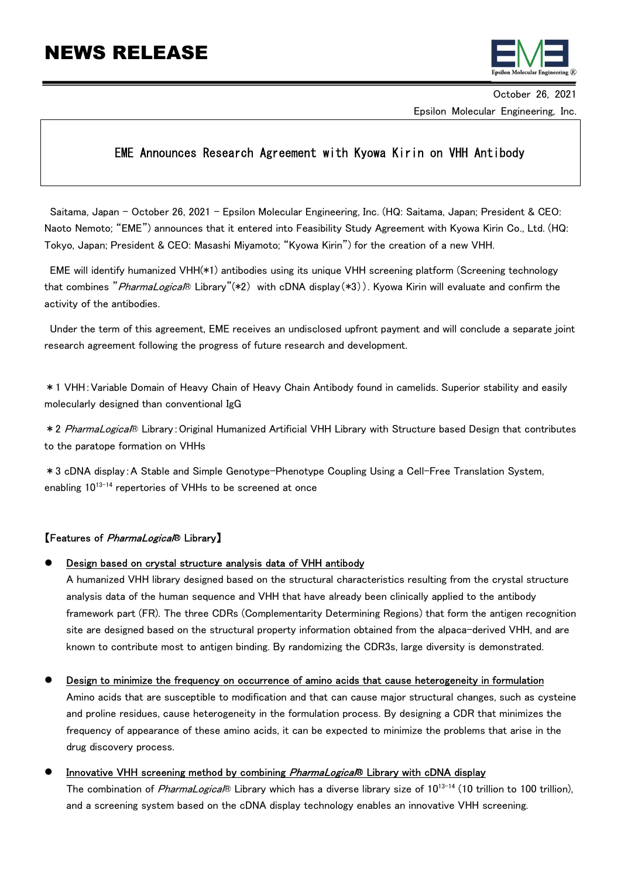# NEWS RELEASE

October 26, 2021

Epsilon Molecular Engineering, Inc.

## EME Announces Research Agreement with Kyowa Kirin on VHH Antibody

Saitama, Japan – October 26, 2021 – Epsilon Molecular Engineering, Inc. (HQ: Saitama, Japan; President & CEO: Naoto Nemoto; "EME") announces that it entered into Feasibility Study Agreement with Kyowa Kirin Co., Ltd. (HQ: Tokyo, Japan; President & CEO: Masashi Miyamoto; "Kyowa Kirin") for the creation of a new VHH.

EME will identify humanized VHH(*1) antibodies using its unique VHH screening platform (Screening technology that combines "*PharmaLogical*® Library"(*2) with cDNA display(*3)). Kyowa Kirin will evaluate and confirm the activity of the antibodies.

Under the term of this agreement, EME receives an undisclosed upfront payment and will conclude a separate joint research agreement following the progress of future research and development.

*1 VHH：Variable Domain of Heavy Chain of Heavy Chain Antibody found in camelids. Superior stability and easily molecularly designed than conventional IgG

*2 *PharmaLogical*® Library：Original Humanized Artificial VHH Library with Structure based Design that contributes to the paratope formation on VHHs

*3 cDNA display：A Stable and Simple Genotype-Phenotype Coupling Using a Cell-Free Translation System, enabling $10^{13-14}$ repertories of VHHs to be screened at once

**【Features of *PharmaLogical*® Library】**

- Design based on crystal structure analysis data of VHH antibody
  A humanized VHH library designed based on the structural characteristics resulting from the crystal structure analysis data of the human sequence and VHH that have already been clinically applied to the antibody framework part (FR). The three CDRs (Complementarity Determining Regions) that form the antigen recognition site are designed based on the structural property information obtained from the alpaca-derived VHH, and are known to contribute most to antigen binding. By randomizing the CDR3s, large diversity is demonstrated.

- Design to minimize the frequency on occurrence of amino acids that cause heterogeneity in formulation
  Amino acids that are susceptible to modification and that can cause major structural changes, such as cysteine and proline residues, cause heterogeneity in the formulation process. By designing a CDR that minimizes the frequency of appearance of these amino acids, it can be expected to minimize the problems that arise in the drug discovery process.

- Innovative VHH screening method by combining *PharmaLogical*® Library with cDNA display
  The combination of *PharmaLogical*® Library which has a diverse library size of $10^{13-14}$ (10 trillion to 100 trillion), and a screening system based on the cDNA display technology enables an innovative VHH screening.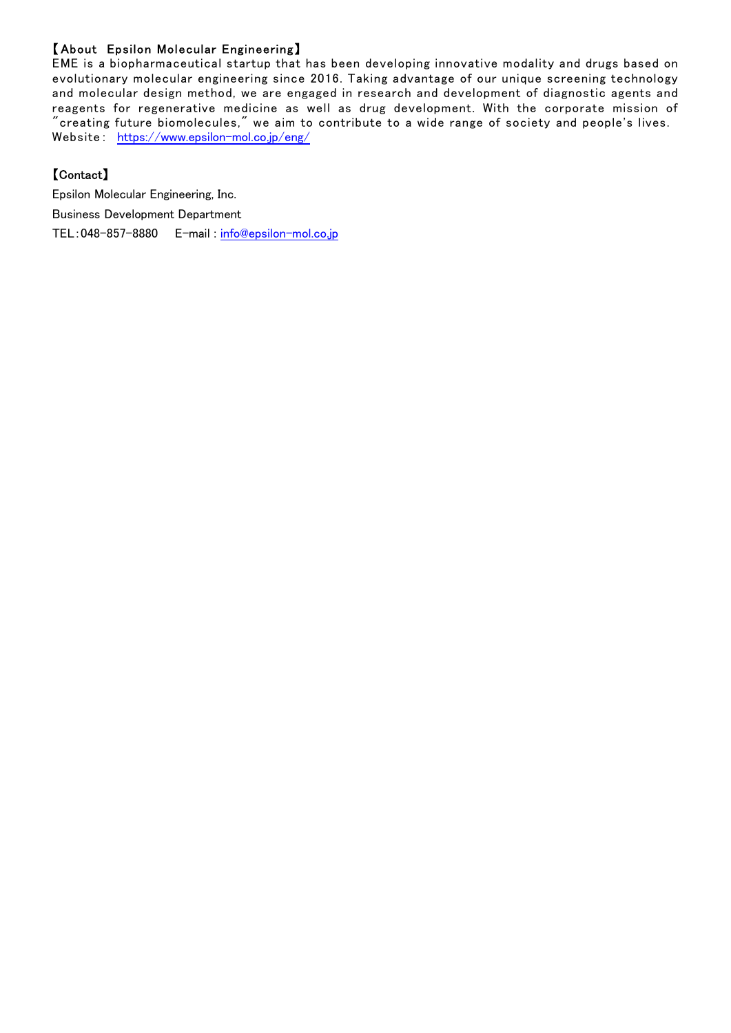## 【About Epsilon Molecular Engineering】

EME is a biopharmaceutical startup that has been developing innovative modality and drugs based on evolutionary molecular engineering since 2016. Taking advantage of our unique screening technology and molecular design method, we are engaged in research and development of diagnostic agents and reagents for regenerative medicine as well as drug development. With the corporate mission of "creating future biomolecules," we aim to contribute to a wide range of society and people's lives.
Website： https://www.epsilon-mol.co.jp/eng/

## 【Contact】

Epsilon Molecular Engineering, Inc.

Business Development Department

TEL：048-857-8880 E-mail : info@epsilon-mol.co.jp